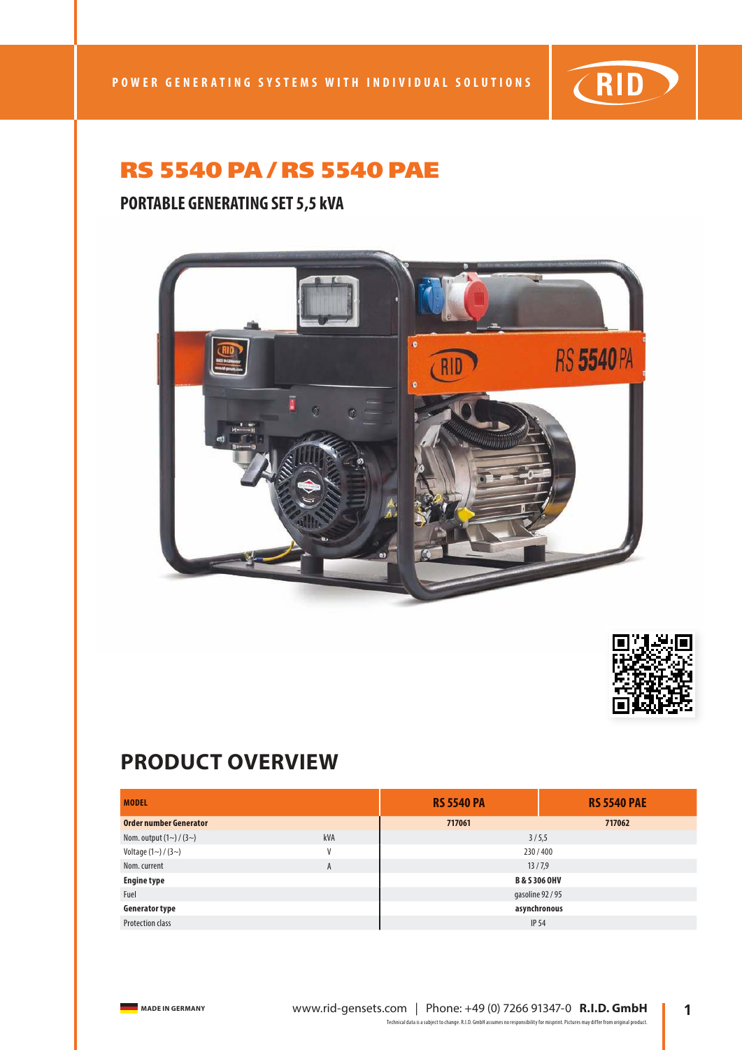# RS 5540 PA / RS 5540 PAE

## PORTABLE GENERATING SET 5,5 kVA

## PRODUCT OVERVIEW

| MODEL | | RS 5540 PA | RS 5540 PAE |
|---|---|---|---|
| **Order number Generator** | | **717061** | **717062** |
| Nom. output (1~) / (3~) | kVA | 3 / 5,5 | |
| Voltage (1~) / (3~) | V | 230 / 400 | |
| Nom. current | A | 13 / 7,9 | |
| **Engine type** | | **B & S 306 OHV** | |
| Fuel | | gasoline 92 / 95 | |
| **Generator type** | | **asynchronous** | |
| Protection class | | IP 54 | |

MADE IN GERMANY

www.rid-gensets.com | Phone: +49 (0) 7266 91347-0 **R.I.D. GmbH**

Technical data is a subject to change. R.I.D. GmbH assumes no responsibility for misprint. Pictures may differ from original product.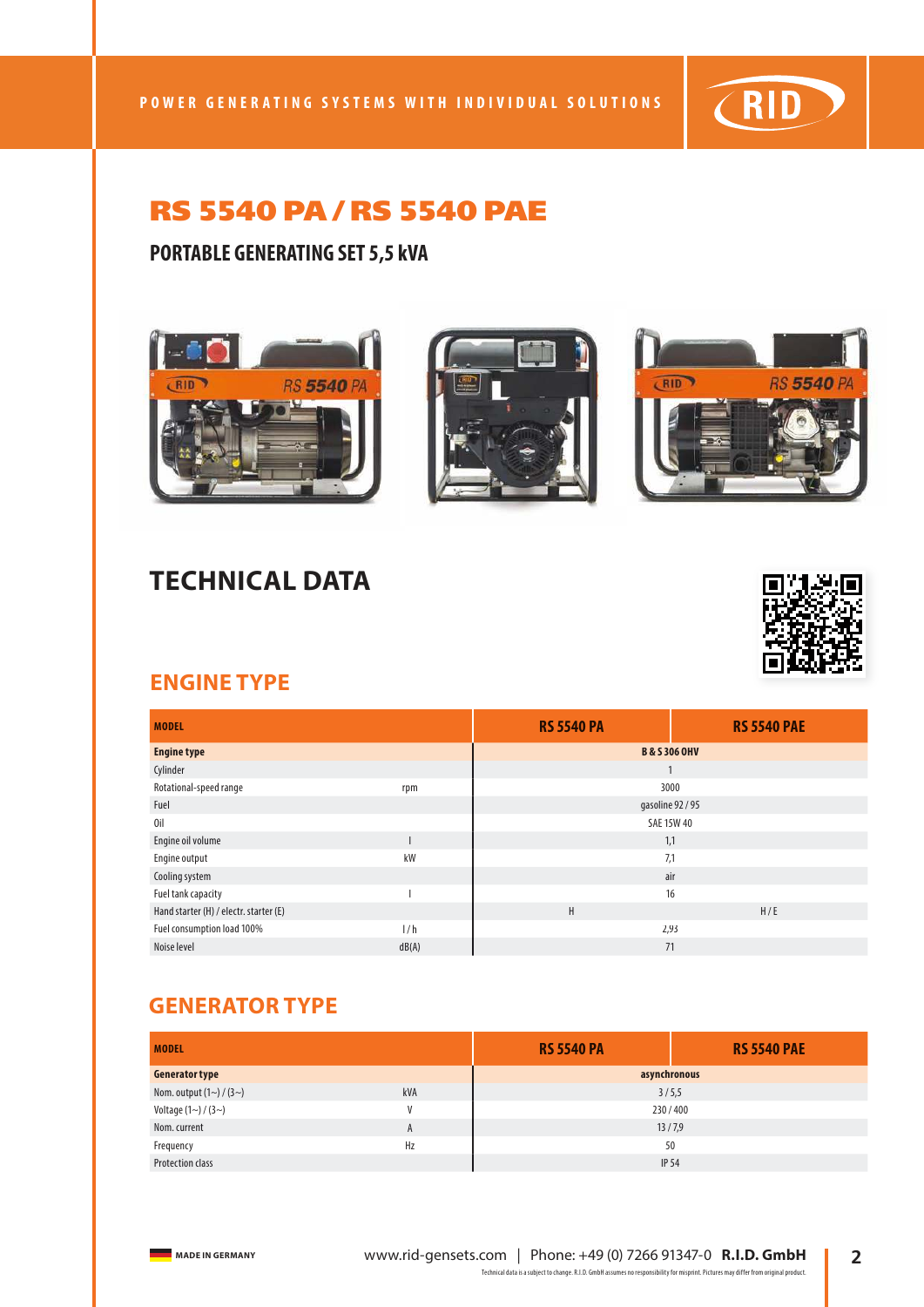# RS 5540 PA / RS 5540 PAE

## PORTABLE GENERATING SET 5,5 kVA

## TECHNICAL DATA

### ENGINE TYPE

| MODEL | | RS 5540 PA | RS 5540 PAE |
|---|---|---|---|
| **Engine type** | | **B & S 306 OHV** | |
| Cylinder | | 1 | |
| Rotational-speed range | rpm | 3000 | |
| Fuel | | gasoline 92 / 95 | |
| Oil | | SAE 15W 40 | |
| Engine oil volume | l | 1,1 | |
| Engine output | kW | 7,1 | |
| Cooling system | | air | |
| Fuel tank capacity | l | 16 | |
| Hand starter (H) / electr. starter (E) | | H | H / E |
| Fuel consumption load 100% | l / h | 2,93 | |
| Noise level | dB(A) | 71 | |

### GENERATOR TYPE

| MODEL | | RS 5540 PA | RS 5540 PAE |
|---|---|---|---|
| **Generator type** | | **asynchronous** | |
| Nom. output (1~) / (3~) | kVA | 3 / 5,5 | |
| Voltage (1~) / (3~) | V | 230 / 400 | |
| Nom. current | A | 13 / 7,9 | |
| Frequency | Hz | 50 | |
| Protection class | | IP 54 | |

MADE IN GERMANY

www.rid-gensets.com | Phone: +49 (0) 7266 91347-0 **R.I.D. GmbH**

Technical data is a subject to change. R.I.D. GmbH assumes no responsibility for misprint. Pictures may differ from original product.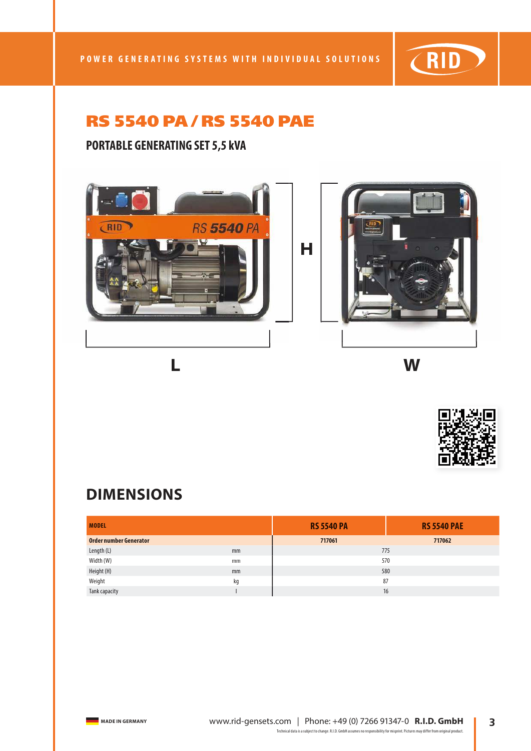# RS 5540 PA / RS 5540 PAE

## PORTABLE GENERATING SET 5,5 kVA

H

L

W

## DIMENSIONS

| MODEL | | RS 5540 PA | RS 5540 PAE |
|---|---|---|---|
| **Order number Generator** | | **717061** | **717062** |
| Length (L) | mm | 775 | |
| Width (W) | mm | 570 | |
| Height (H) | mm | 580 | |
| Weight | kg | 87 | |
| Tank capacity | l | 16 | |

MADE IN GERMANY

www.rid-gensets.com | Phone: +49 (0) 7266 91347-0 **R.I.D. GmbH**

Technical data is a subject to change. R.I.D. GmbH assumes no responsibility for misprint. Pictures may differ from original product.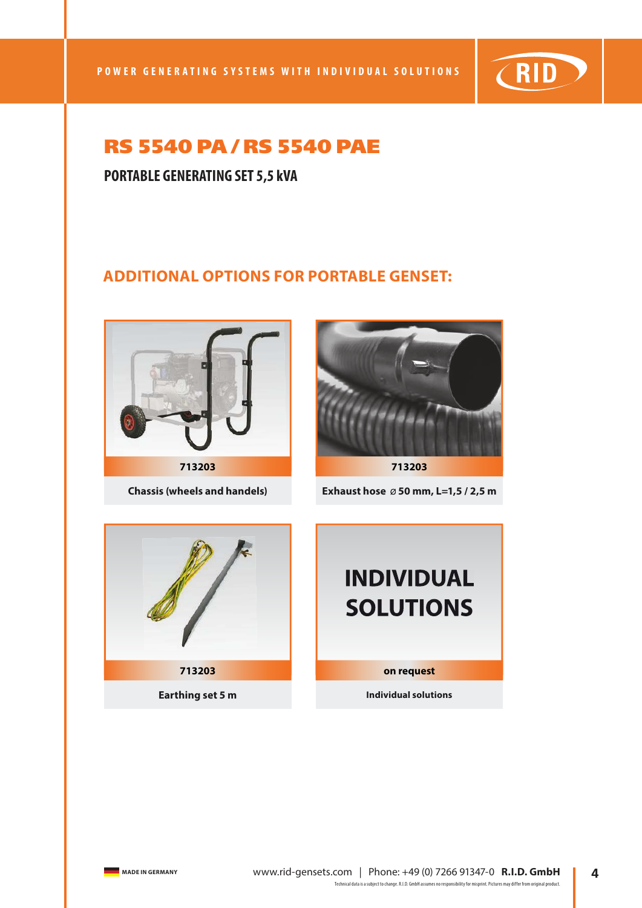# RS 5540 PA / RS 5540 PAE

**PORTABLE GENERATING SET 5,5 kVA**

## ADDITIONAL OPTIONS FOR PORTABLE GENSET:

**713203**

Chassis (wheels and handels)

**713203**

Exhaust hose ⌀ 50 mm, L=1,5 / 2,5 m

**713203**

Earthing set 5 m

**INDIVIDUAL SOLUTIONS**

**on request**

Individual solutions

MADE IN GERMANY

www.rid-gensets.com | Phone: +49 (0) 7266 91347-0 **R.I.D. GmbH**

Technical data is a subject to change. R.I.D. GmbH assumes no responsibility for misprint. Pictures may differ from original product.